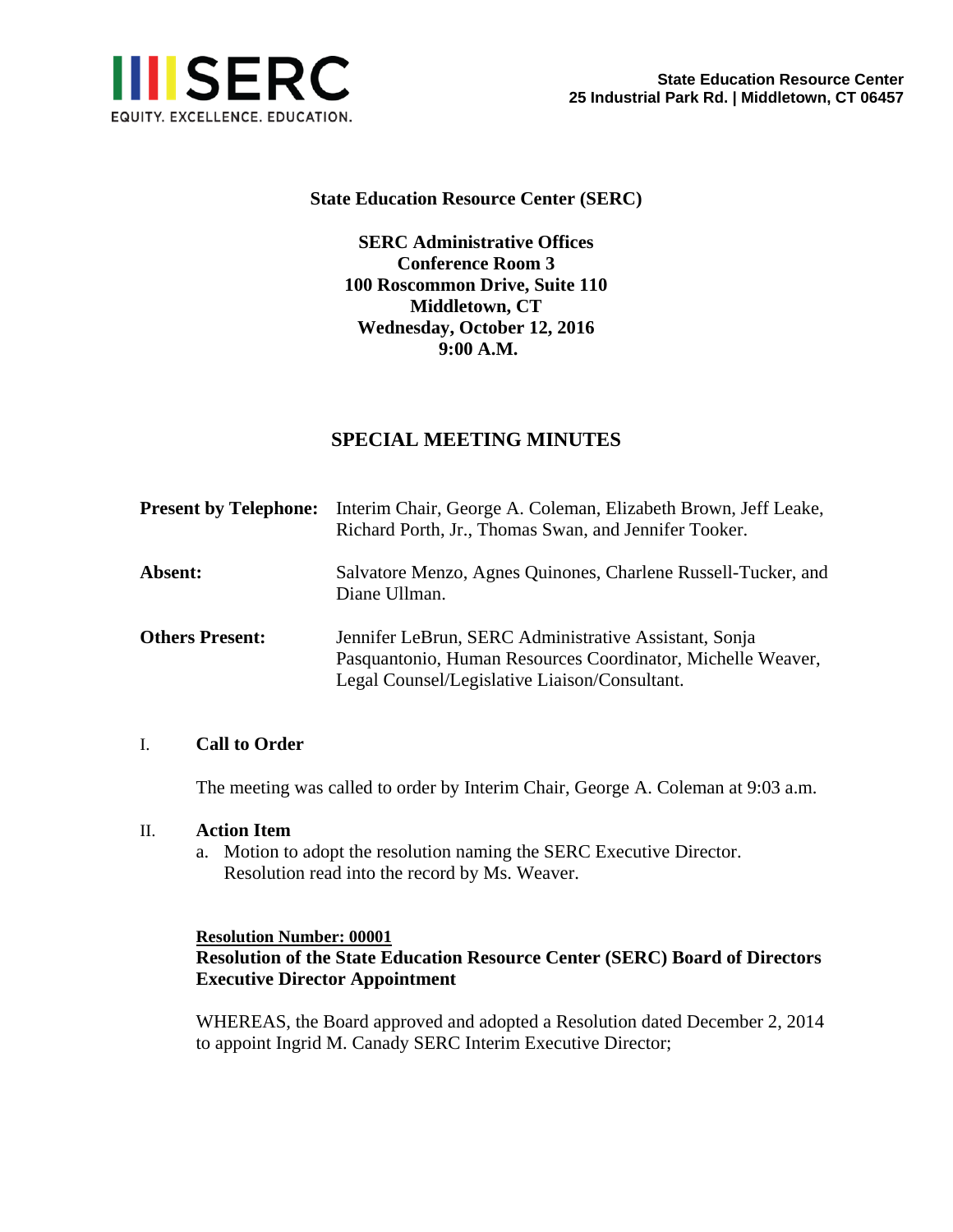**SERC**

EQUITY. EXCELLENCE. EDUCATION.

**State Education Resource Center**
**25 Industrial Park Rd. | Middletown, CT 06457**

**State Education Resource Center (SERC)**

**SERC Administrative Offices**
**Conference Room 3**
**100 Roscommon Drive, Suite 110**
**Middletown, CT**
**Wednesday, October 12, 2016**
**9:00 A.M.**

# SPECIAL MEETING MINUTES

**Present by Telephone:** Interim Chair, George A. Coleman, Elizabeth Brown, Jeff Leake, Richard Porth, Jr., Thomas Swan, and Jennifer Tooker.

**Absent:** Salvatore Menzo, Agnes Quinones, Charlene Russell-Tucker, and Diane Ullman.

**Others Present:** Jennifer LeBrun, SERC Administrative Assistant, Sonja Pasquantonio, Human Resources Coordinator, Michelle Weaver, Legal Counsel/Legislative Liaison/Consultant.

## I. Call to Order

The meeting was called to order by Interim Chair, George A. Coleman at 9:03 a.m.

## II. Action Item

a. Motion to adopt the resolution naming the SERC Executive Director. Resolution read into the record by Ms. Weaver.

**Resolution Number: 00001**
**Resolution of the State Education Resource Center (SERC) Board of Directors Executive Director Appointment**

WHEREAS, the Board approved and adopted a Resolution dated December 2, 2014 to appoint Ingrid M. Canady SERC Interim Executive Director;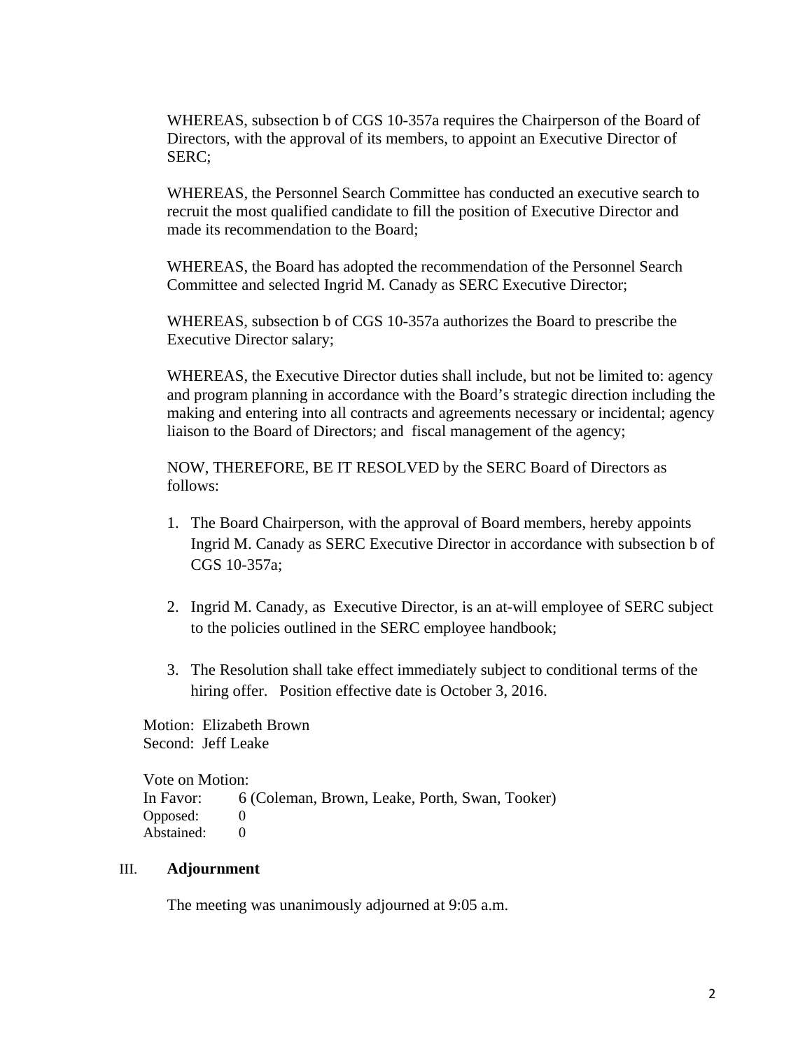WHEREAS, subsection b of CGS 10-357a requires the Chairperson of the Board of Directors, with the approval of its members, to appoint an Executive Director of SERC;

WHEREAS, the Personnel Search Committee has conducted an executive search to recruit the most qualified candidate to fill the position of Executive Director and made its recommendation to the Board;

WHEREAS, the Board has adopted the recommendation of the Personnel Search Committee and selected Ingrid M. Canady as SERC Executive Director;

WHEREAS, subsection b of CGS 10-357a authorizes the Board to prescribe the Executive Director salary;

WHEREAS, the Executive Director duties shall include, but not be limited to: agency and program planning in accordance with the Board's strategic direction including the making and entering into all contracts and agreements necessary or incidental; agency liaison to the Board of Directors; and fiscal management of the agency;

NOW, THEREFORE, BE IT RESOLVED by the SERC Board of Directors as follows:

1. The Board Chairperson, with the approval of Board members, hereby appoints Ingrid M. Canady as SERC Executive Director in accordance with subsection b of CGS 10-357a;

2. Ingrid M. Canady, as Executive Director, is an at-will employee of SERC subject to the policies outlined in the SERC employee handbook;

3. The Resolution shall take effect immediately subject to conditional terms of the hiring offer. Position effective date is October 3, 2016.

Motion: Elizabeth Brown
Second: Jeff Leake

Vote on Motion:
In Favor: 6 (Coleman, Brown, Leake, Porth, Swan, Tooker)
Opposed: 0
Abstained: 0

## III. Adjournment

The meeting was unanimously adjourned at 9:05 a.m.